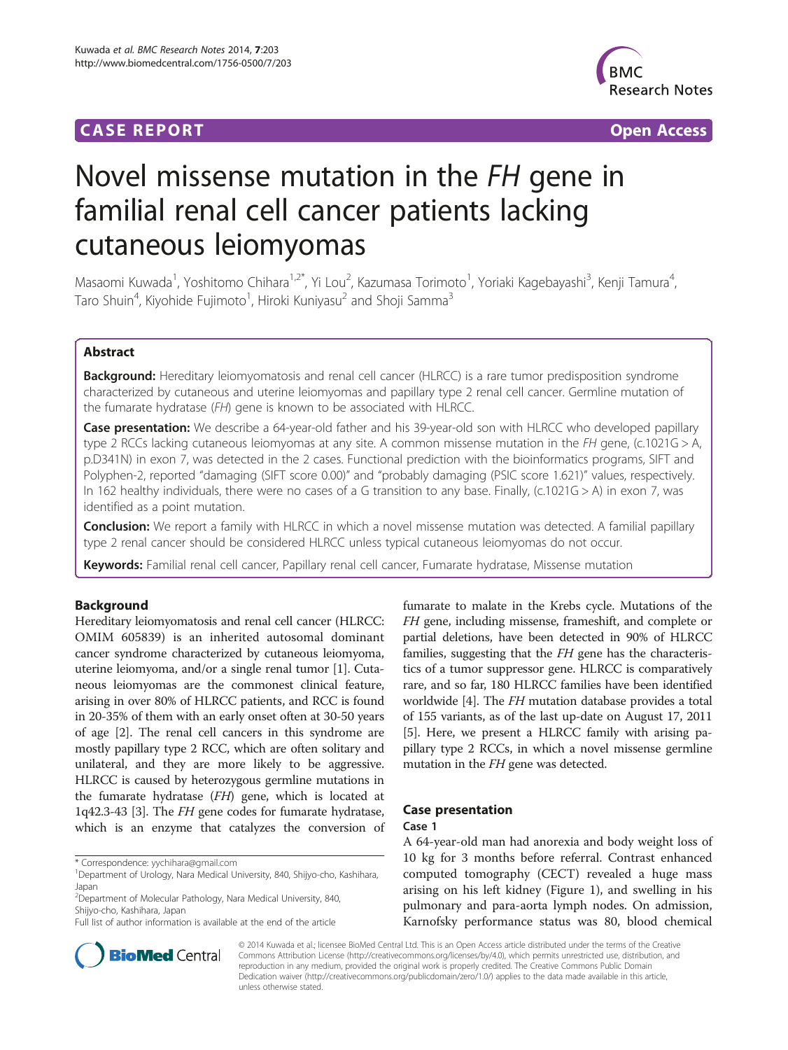CASE REPORT Open Access

# Novel missense mutation in the *FH* gene in familial renal cell cancer patients lacking cutaneous leiomyomas

Masaomi Kuwada[1], Yoshitomo Chihara[1,2*], Yi Lou[2], Kazumasa Torimoto[1], Yoriaki Kagebayashi[3], Kenji Tamura[4], Taro Shuin[4], Kiyohide Fujimoto[1], Hiroki Kuniyasu[2] and Shoji Samma[3]

## Abstract

**Background:** Hereditary leiomyomatosis and renal cell cancer (HLRCC) is a rare tumor predisposition syndrome characterized by cutaneous and uterine leiomyomas and papillary type 2 renal cell cancer. Germline mutation of the fumarate hydratase (*FH*) gene is known to be associated with HLRCC.

**Case presentation:** We describe a 64-year-old father and his 39-year-old son with HLRCC who developed papillary type 2 RCCs lacking cutaneous leiomyomas at any site. A common missense mutation in the *FH* gene, (c.1021G > A, p.D341N) in exon 7, was detected in the 2 cases. Functional prediction with the bioinformatics programs, SIFT and Polyphen-2, reported "damaging (SIFT score 0.00)" and "probably damaging (PSIC score 1.621)" values, respectively. In 162 healthy individuals, there were no cases of a G transition to any base. Finally, (c.1021G > A) in exon 7, was identified as a point mutation.

**Conclusion:** We report a family with HLRCC in which a novel missense mutation was detected. A familial papillary type 2 renal cancer should be considered HLRCC unless typical cutaneous leiomyomas do not occur.

**Keywords:** Familial renal cell cancer, Papillary renal cell cancer, Fumarate hydratase, Missense mutation

## Background

Hereditary leiomyomatosis and renal cell cancer (HLRCC: OMIM 605839) is an inherited autosomal dominant cancer syndrome characterized by cutaneous leiomyoma, uterine leiomyoma, and/or a single renal tumor [1]. Cutaneous leiomyomas are the commonest clinical feature, arising in over 80% of HLRCC patients, and RCC is found in 20-35% of them with an early onset often at 30-50 years of age [2]. The renal cell cancers in this syndrome are mostly papillary type 2 RCC, which are often solitary and unilateral, and they are more likely to be aggressive. HLRCC is caused by heterozygous germline mutations in the fumarate hydratase (*FH*) gene, which is located at 1q42.3-43 [3]. The *FH* gene codes for fumarate hydratase, which is an enzyme that catalyzes the conversion of fumarate to malate in the Krebs cycle. Mutations of the *FH* gene, including missense, frameshift, and complete or partial deletions, have been detected in 90% of HLRCC families, suggesting that the *FH* gene has the characteristics of a tumor suppressor gene. HLRCC is comparatively rare, and so far, 180 HLRCC families have been identified worldwide [4]. The *FH* mutation database provides a total of 155 variants, as of the last up-date on August 17, 2011 [5]. Here, we present a HLRCC family with arising papillary type 2 RCCs, in which a novel missense germline mutation in the *FH* gene was detected.

## Case presentation

### Case 1

A 64-year-old man had anorexia and body weight loss of 10 kg for 3 months before referral. Contrast enhanced computed tomography (CECT) revealed a huge mass arising on his left kidney (Figure 1), and swelling in his pulmonary and para-aorta lymph nodes. On admission, Karnofsky performance status was 80, blood chemical

\* Correspondence: yychihara@gmail.com
[1]Department of Urology, Nara Medical University, 840, Shijyo-cho, Kashihara, Japan
[2]Department of Molecular Pathology, Nara Medical University, 840, Shijyo-cho, Kashihara, Japan
Full list of author information is available at the end of the article

© 2014 Kuwada et al.; licensee BioMed Central Ltd. This is an Open Access article distributed under the terms of the Creative Commons Attribution License (http://creativecommons.org/licenses/by/4.0), which permits unrestricted use, distribution, and reproduction in any medium, provided the original work is properly credited. The Creative Commons Public Domain Dedication waiver (http://creativecommons.org/publicdomain/zero/1.0/) applies to the data made available in this article, unless otherwise stated.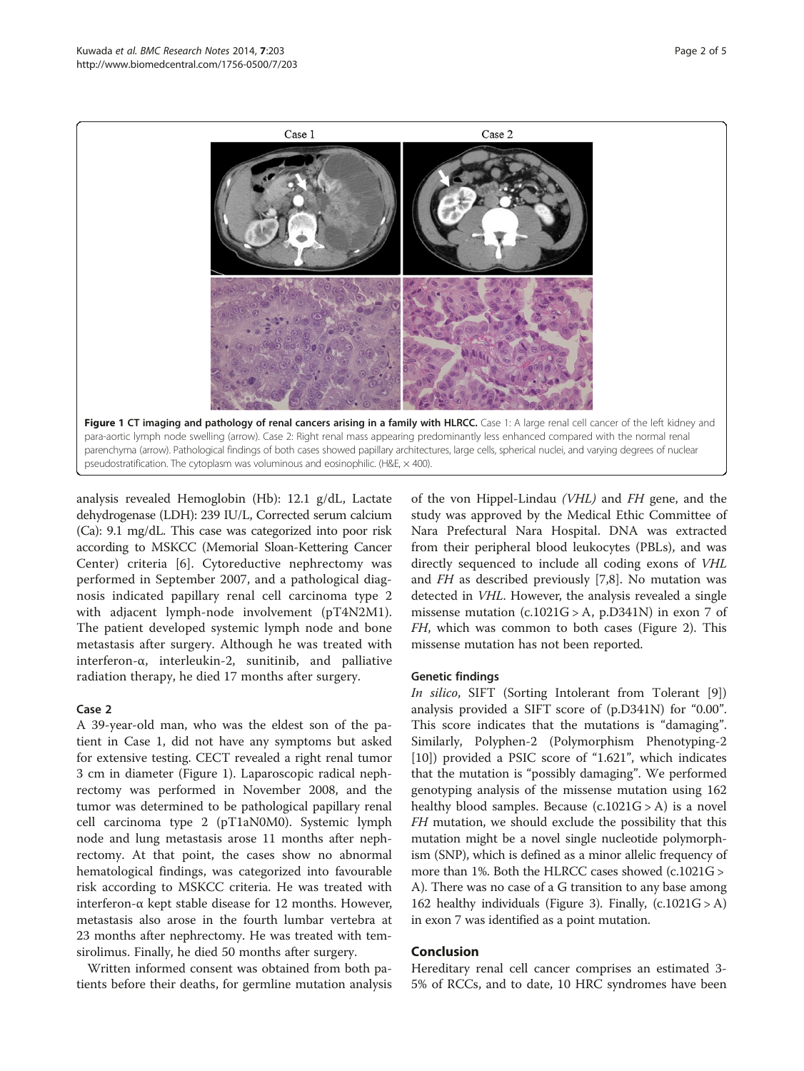Figure 1 CT imaging and pathology of renal cancers arising in a family with HLRCC. Case 1: A large renal cell cancer of the left kidney and para-aortic lymph node swelling (arrow). Case 2: Right renal mass appearing predominantly less enhanced compared with the normal renal parenchyma (arrow). Pathological findings of both cases showed papillary architectures, large cells, spherical nuclei, and varying degrees of nuclear pseudostratification. The cytoplasm was voluminous and eosinophilic. (H&E, × 400).

analysis revealed Hemoglobin (Hb): 12.1 g/dL, Lactate dehydrogenase (LDH): 239 IU/L, Corrected serum calcium (Ca): 9.1 mg/dL. This case was categorized into poor risk according to MSKCC (Memorial Sloan-Kettering Cancer Center) criteria [6]. Cytoreductive nephrectomy was performed in September 2007, and a pathological diagnosis indicated papillary renal cell carcinoma type 2 with adjacent lymph-node involvement (pT4N2M1). The patient developed systemic lymph node and bone metastasis after surgery. Although he was treated with interferon-α, interleukin-2, sunitinib, and palliative radiation therapy, he died 17 months after surgery.

### Case 2

A 39-year-old man, who was the eldest son of the patient in Case 1, did not have any symptoms but asked for extensive testing. CECT revealed a right renal tumor 3 cm in diameter (Figure 1). Laparoscopic radical nephrectomy was performed in November 2008, and the tumor was determined to be pathological papillary renal cell carcinoma type 2 (pT1aN0M0). Systemic lymph node and lung metastasis arose 11 months after nephrectomy. At that point, the cases show no abnormal hematological findings, was categorized into favourable risk according to MSKCC criteria. He was treated with interferon-α kept stable disease for 12 months. However, metastasis also arose in the fourth lumbar vertebra at 23 months after nephrectomy. He was treated with temsirolimus. Finally, he died 50 months after surgery.

Written informed consent was obtained from both patients before their deaths, for germline mutation analysis of the von Hippel-Lindau *(VHL)* and *FH* gene, and the study was approved by the Medical Ethic Committee of Nara Prefectural Nara Hospital. DNA was extracted from their peripheral blood leukocytes (PBLs), and was directly sequenced to include all coding exons of *VHL* and *FH* as described previously [7,8]. No mutation was detected in *VHL*. However, the analysis revealed a single missense mutation (c.1021G > A, p.D341N) in exon 7 of *FH*, which was common to both cases (Figure 2). This missense mutation has not been reported.

### Genetic findings

*In silico*, SIFT (Sorting Intolerant from Tolerant [9]) analysis provided a SIFT score of (p.D341N) for "0.00". This score indicates that the mutations is "damaging". Similarly, Polyphen-2 (Polymorphism Phenotyping-2 [10]) provided a PSIC score of "1.621", which indicates that the mutation is "possibly damaging". We performed genotyping analysis of the missense mutation using 162 healthy blood samples. Because (c.1021G > A) is a novel *FH* mutation, we should exclude the possibility that this mutation might be a novel single nucleotide polymorphism (SNP), which is defined as a minor allelic frequency of more than 1%. Both the HLRCC cases showed (c.1021G > A). There was no case of a G transition to any base among 162 healthy individuals (Figure 3). Finally, (c.1021G > A) in exon 7 was identified as a point mutation.

## Conclusion

Hereditary renal cell cancer comprises an estimated 3-5% of RCCs, and to date, 10 HRC syndromes have been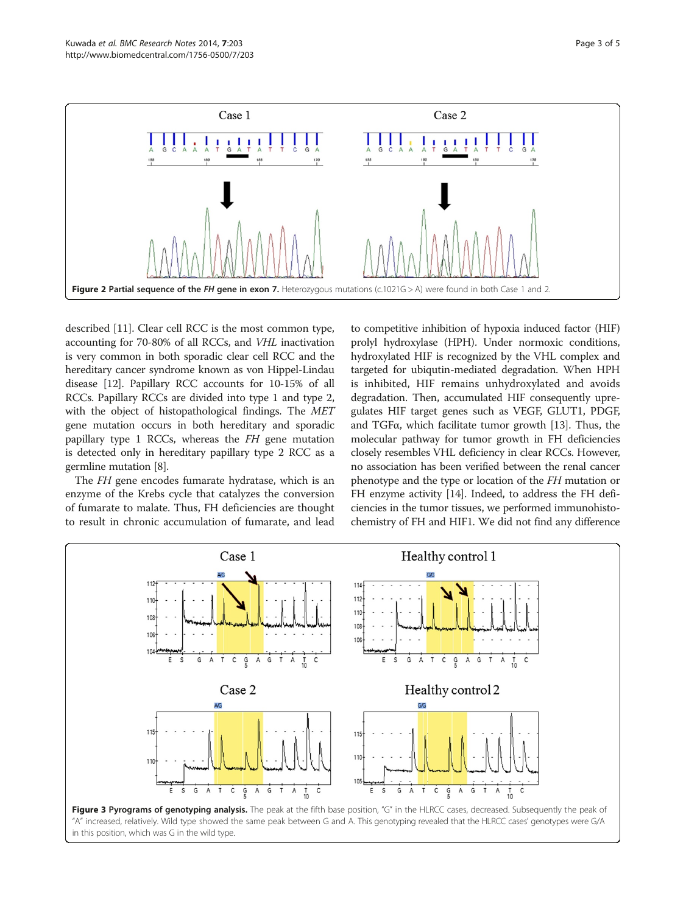**Figure 2 Partial sequence of the *FH* gene in exon 7.** Heterozygous mutations (c.1021G > A) were found in both Case 1 and 2.

described [11]. Clear cell RCC is the most common type, accounting for 70-80% of all RCCs, and *VHL* inactivation is very common in both sporadic clear cell RCC and the hereditary cancer syndrome known as von Hippel-Lindau disease [12]. Papillary RCC accounts for 10-15% of all RCCs. Papillary RCCs are divided into type 1 and type 2, with the object of histopathological findings. The *MET* gene mutation occurs in both hereditary and sporadic papillary type 1 RCCs, whereas the *FH* gene mutation is detected only in hereditary papillary type 2 RCC as a germline mutation [8].

The *FH* gene encodes fumarate hydratase, which is an enzyme of the Krebs cycle that catalyzes the conversion of fumarate to malate. Thus, FH deficiencies are thought to result in chronic accumulation of fumarate, and lead to competitive inhibition of hypoxia induced factor (HIF) prolyl hydroxylase (HPH). Under normoxic conditions, hydroxylated HIF is recognized by the VHL complex and targeted for ubiquitin-mediated degradation. When HPH is inhibited, HIF remains unhydroxylated and avoids degradation. Then, accumulated HIF consequently upregulates HIF target genes such as VEGF, GLUT1, PDGF, and TGFα, which facilitate tumor growth [13]. Thus, the molecular pathway for tumor growth in FH deficiencies closely resembles VHL deficiency in clear RCCs. However, no association has been verified between the renal cancer phenotype and the type or location of the *FH* mutation or FH enzyme activity [14]. Indeed, to address the FH deficiencies in the tumor tissues, we performed immunohistochemistry of FH and HIF1. We did not find any difference

**Figure 3 Pyrograms of genotyping analysis.** The peak at the fifth base position, "G" in the HLRCC cases, decreased. Subsequently the peak of "A" increased, relatively. Wild type showed the same peak between G and A. This genotyping revealed that the HLRCC cases' genotypes were G/A in this position, which was G in the wild type.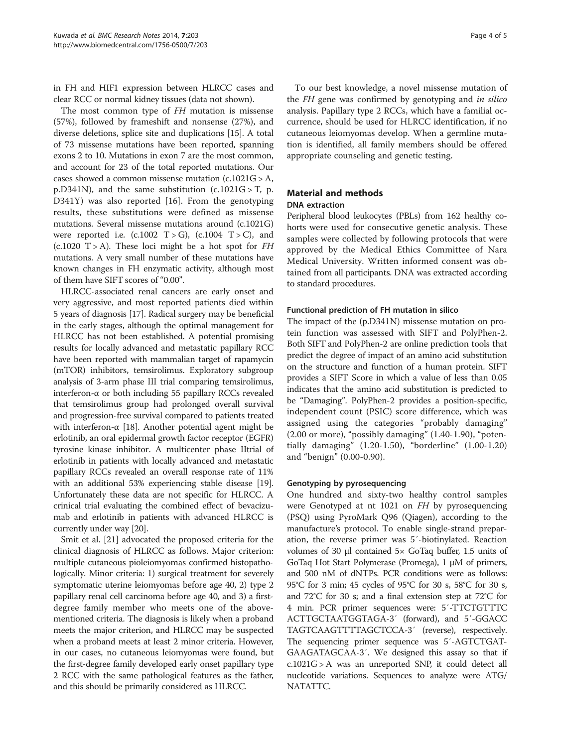in FH and HIF1 expression between HLRCC cases and clear RCC or normal kidney tissues (data not shown).

The most common type of *FH* mutation is missense (57%), followed by frameshift and nonsense (27%), and diverse deletions, splice site and duplications [15]. A total of 73 missense mutations have been reported, spanning exons 2 to 10. Mutations in exon 7 are the most common, and account for 23 of the total reported mutations. Our cases showed a common missense mutation (c.1021G > A, p.D341N), and the same substitution (c.1021G > T, p. D341Y) was also reported [16]. From the genotyping results, these substitutions were defined as missense mutations. Several missense mutations around (c.1021G) were reported i.e. (c.1002 T > G), (c.1004 T > C), and (c.1020 T > A). These loci might be a hot spot for *FH* mutations. A very small number of these mutations have known changes in FH enzymatic activity, although most of them have SIFT scores of "0.00".

HLRCC-associated renal cancers are early onset and very aggressive, and most reported patients died within 5 years of diagnosis [17]. Radical surgery may be beneficial in the early stages, although the optimal management for HLRCC has not been established. A potential promising results for locally advanced and metastatic papillary RCC have been reported with mammalian target of rapamycin (mTOR) inhibitors, temsirolimus. Exploratory subgroup analysis of 3-arm phase III trial comparing temsirolimus, interferon-α or both including 55 papillary RCCs revealed that temsirolimus group had prolonged overall survival and progression-free survival compared to patients treated with interferon-α [18]. Another potential agent might be erlotinib, an oral epidermal growth factor receptor (EGFR) tyrosine kinase inhibitor. A multicenter phase IItrial of erlotinib in patients with locally advanced and metastatic papillary RCCs revealed an overall response rate of 11% with an additional 53% experiencing stable disease [19]. Unfortunately these data are not specific for HLRCC. A crinical trial evaluating the combined effect of bevacizumab and erlotinib in patients with advanced HLRCC is currently under way [20].

Smit et al. [21] advocated the proposed criteria for the clinical diagnosis of HLRCC as follows. Major criterion: multiple cutaneous pioleiomyomas confirmed histopathologically. Minor criteria: 1) surgical treatment for severely symptomatic uterine leiomyomas before age 40, 2) type 2 papillary renal cell carcinoma before age 40, and 3) a first-degree family member who meets one of the above-mentioned criteria. The diagnosis is likely when a proband meets the major criterion, and HLRCC may be suspected when a proband meets at least 2 minor criteria. However, in our cases, no cutaneous leiomyomas were found, but the first-degree family developed early onset papillary type 2 RCC with the same pathological features as the father, and this should be primarily considered as HLRCC.

To our best knowledge, a novel missense mutation of the *FH* gene was confirmed by genotyping and *in silico* analysis. Papillary type 2 RCCs, which have a familial occurrence, should be used for HLRCC identification, if no cutaneous leiomyomas develop. When a germline mutation is identified, all family members should be offered appropriate counseling and genetic testing.

## Material and methods

### DNA extraction

Peripheral blood leukocytes (PBLs) from 162 healthy cohorts were used for consecutive genetic analysis. These samples were collected by following protocols that were approved by the Medical Ethics Committee of Nara Medical University. Written informed consent was obtained from all participants. DNA was extracted according to standard procedures.

### Functional prediction of FH mutation in silico

The impact of the (p.D341N) missense mutation on protein function was assessed with SIFT and PolyPhen-2. Both SIFT and PolyPhen-2 are online prediction tools that predict the degree of impact of an amino acid substitution on the structure and function of a human protein. SIFT provides a SIFT Score in which a value of less than 0.05 indicates that the amino acid substitution is predicted to be "Damaging". PolyPhen-2 provides a position-specific, independent count (PSIC) score difference, which was assigned using the categories "probably damaging" (2.00 or more), "possibly damaging" (1.40-1.90), "potentially damaging" (1.20-1.50), "borderline" (1.00-1.20) and "benign" (0.00-0.90).

### Genotyping by pyrosequencing

One hundred and sixty-two healthy control samples were Genotyped at nt 1021 on *FH* by pyrosequencing (PSQ) using PyroMark Q96 (Qiagen), according to the manufacture's protocol. To enable single-strand preparation, the reverse primer was 5′-biotinylated. Reaction volumes of 30 μl contained 5× GoTaq buffer, 1.5 units of GoTaq Hot Start Polymerase (Promega), 1 μM of primers, and 500 nM of dNTPs. PCR conditions were as follows: 95°C for 3 min; 45 cycles of 95°C for 30 s, 58°C for 30 s, and 72°C for 30 s; and a final extension step at 72°C for 4 min. PCR primer sequences were: 5′-TTCTGTTTC ACTTGCTAATGGTAGA-3′ (forward), and 5′-GGACC TAGTCAAGTTTTAGCTCCA-3′ (reverse), respectively. The sequencing primer sequence was 5′-AGTCTGAT-GAAGATAGCAA-3′. We designed this assay so that if c.1021G > A was an unreported SNP, it could detect all nucleotide variations. Sequences to analyze were ATG/NATATTC.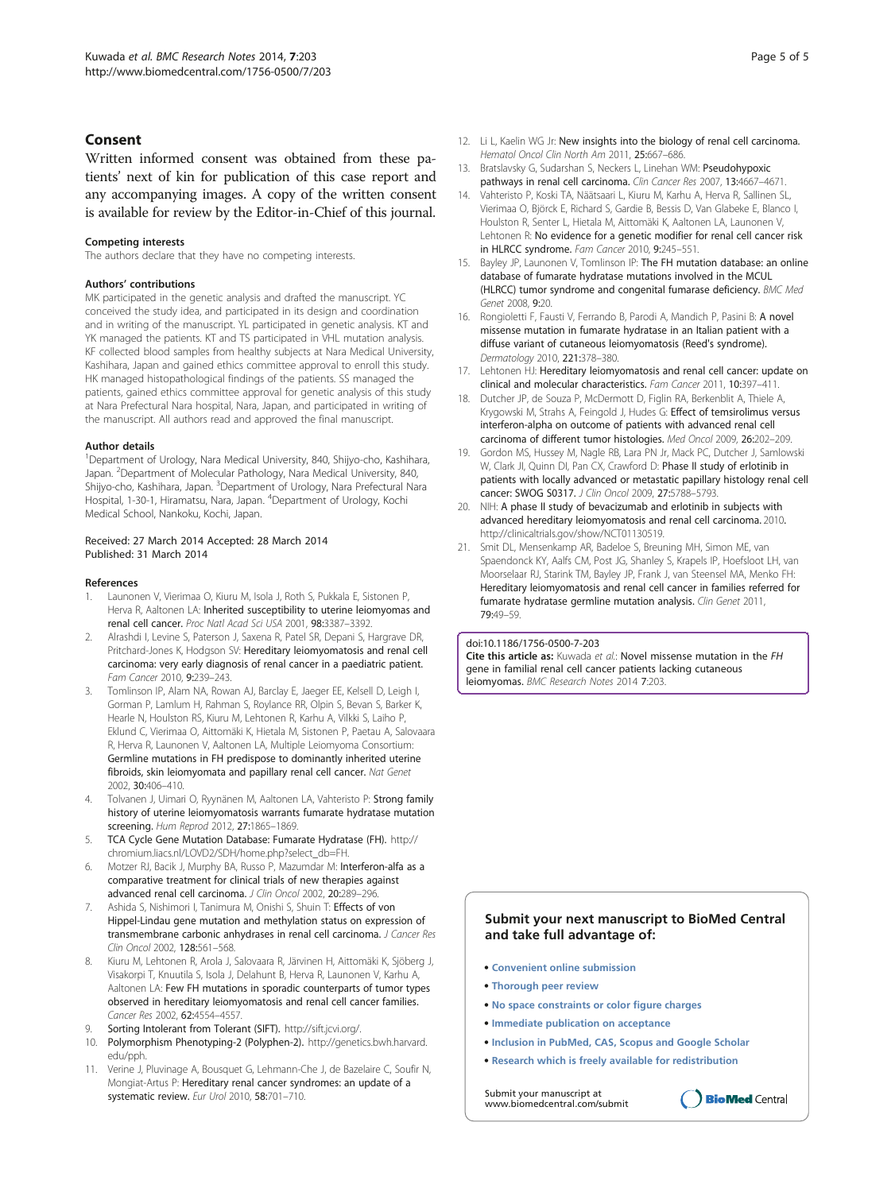## Consent

Written informed consent was obtained from these patients' next of kin for publication of this case report and any accompanying images. A copy of the written consent is available for review by the Editor-in-Chief of this journal.

### Competing interests

The authors declare that they have no competing interests.

### Authors' contributions

MK participated in the genetic analysis and drafted the manuscript. YC conceived the study idea, and participated in its design and coordination and in writing of the manuscript. YL participated in genetic analysis. KT and YK managed the patients. KT and TS participated in VHL mutation analysis. KF collected blood samples from healthy subjects at Nara Medical University, Kashihara, Japan and gained ethics committee approval to enroll this study. HK managed histopathological findings of the patients. SS managed the patients, gained ethics committee approval for genetic analysis of this study at Nara Prefectural Nara hospital, Nara, Japan, and participated in writing of the manuscript. All authors read and approved the final manuscript.

### Author details

[1]Department of Urology, Nara Medical University, 840, Shijyo-cho, Kashihara, Japan. [2]Department of Molecular Pathology, Nara Medical University, 840, Shijyo-cho, Kashihara, Japan. [3]Department of Urology, Nara Prefectural Nara Hospital, 1-30-1, Hiramatsu, Nara, Japan. [4]Department of Urology, Kochi Medical School, Nankoku, Kochi, Japan.

Received: 27 March 2014 Accepted: 28 March 2014
Published: 31 March 2014

### References

1. Launonen V, Vierimaa O, Kiuru M, Isola J, Roth S, Pukkala E, Sistonen P, Herva R, Aaltonen LA: **Inherited susceptibility to uterine leiomyomas and renal cell cancer.** *Proc Natl Acad Sci USA* 2001, **98**:3387–3392.
2. Alrashdi I, Levine S, Paterson J, Saxena R, Patel SR, Depani S, Hargrave DR, Pritchard-Jones K, Hodgson SV: **Hereditary leiomyomatosis and renal cell carcinoma: very early diagnosis of renal cancer in a paediatric patient.** *Fam Cancer* 2010, **9**:239–243.
3. Tomlinson IP, Alam NA, Rowan AJ, Barclay E, Jaeger EE, Kelsell D, Leigh I, Gorman P, Lamlum H, Rahman S, Roylance RR, Olpin S, Bevan S, Barker K, Hearle N, Houlston RS, Kiuru M, Lehtonen R, Karhu A, Vilkki S, Laiho P, Eklund C, Vierimaa O, Aittomäki K, Hietala M, Sistonen P, Paetau A, Salovaara R, Herva R, Launonen V, Aaltonen LA, Multiple Leiomyoma Consortium: **Germline mutations in FH predispose to dominantly inherited uterine fibroids, skin leiomyomata and papillary renal cell cancer.** *Nat Genet* 2002, **30**:406–410.
4. Tolvanen J, Uimari O, Ryynänen M, Aaltonen LA, Vahteristo P: **Strong family history of uterine leiomyomatosis warrants fumarate hydratase mutation screening.** *Hum Reprod* 2012, **27**:1865–1869.
5. **TCA Cycle Gene Mutation Database: Fumarate Hydratase (FH).** http://chromium.liacs.nl/LOVD2/SDH/home.php?select_db=FH.
6. Motzer RJ, Bacik J, Murphy BA, Russo P, Mazumdar M: **Interferon-alfa as a comparative treatment for clinical trials of new therapies against advanced renal cell carcinoma.** *J Clin Oncol* 2002, **20**:289–296.
7. Ashida S, Nishimori I, Tanimura M, Onishi S, Shuin T: **Effects of von Hippel-Lindau gene mutation and methylation status on expression of transmembrane carbonic anhydrases in renal cell carcinoma.** *J Cancer Res Clin Oncol* 2002, **128**:561–568.
8. Kiuru M, Lehtonen R, Arola J, Salovaara R, Järvinen H, Aittomäki K, Sjöberg J, Visakorpi T, Knuutila S, Isola J, Delahunt B, Herva R, Launonen V, Karhu A, Aaltonen LA: **Few FH mutations in sporadic counterparts of tumor types observed in hereditary leiomyomatosis and renal cell cancer families.** *Cancer Res* 2002, **62**:4554–4557.
9. **Sorting Intolerant from Tolerant (SIFT).** http://sift.jcvi.org/.
10. **Polymorphism Phenotyping-2 (Polyphen-2).** http://genetics.bwh.harvard.edu/pph.
11. Verine J, Pluvinage A, Bousquet G, Lehmann-Che J, de Bazelaire C, Soufir N, Mongiat-Artus P: **Hereditary renal cancer syndromes: an update of a systematic review.** *Eur Urol* 2010, **58**:701–710.
12. Li L, Kaelin WG Jr: **New insights into the biology of renal cell carcinoma.** *Hematol Oncol Clin North Am* 2011, **25**:667–686.
13. Bratslavsky G, Sudarshan S, Neckers L, Linehan WM: **Pseudohypoxic pathways in renal cell carcinoma.** *Clin Cancer Res* 2007, **13**:4667–4671.
14. Vahteristo P, Koski TA, Näätsaari L, Kiuru M, Karhu A, Herva R, Sallinen SL, Vierimaa O, Björck E, Richard S, Gardie B, Bessis D, Van Glabeke E, Blanco I, Houlston R, Senter L, Hietala M, Aittomäki K, Aaltonen LA, Launonen V, Lehtonen R: **No evidence for a genetic modifier for renal cell cancer risk in HLRCC syndrome.** *Fam Cancer* 2010, **9**:245–551.
15. Bayley JP, Launonen V, Tomlinson IP: **The FH mutation database: an online database of fumarate hydratase mutations involved in the MCUL (HLRCC) tumor syndrome and congenital fumarase deficiency.** *BMC Med Genet* 2008, **9**:20.
16. Rongioletti F, Fausti V, Ferrando B, Parodi A, Mandich P, Pasini B: **A novel missense mutation in fumarate hydratase in an Italian patient with a diffuse variant of cutaneous leiomyomatosis (Reed's syndrome).** *Dermatology* 2010, **221**:378–380.
17. Lehtonen HJ: **Hereditary leiomyomatosis and renal cell cancer: update on clinical and molecular characteristics.** *Fam Cancer* 2011, **10**:397–411.
18. Dutcher JP, de Souza P, McDermott D, Figlin RA, Berkenblit A, Thiele A, Krygowski M, Strahs A, Feingold J, Hudes G: **Effect of temsirolimus versus interferon-alpha on outcome of patients with advanced renal cell carcinoma of different tumor histologies.** *Med Oncol* 2009, **26**:202–209.
19. Gordon MS, Hussey M, Nagle RB, Lara PN Jr, Mack PC, Dutcher J, Samlowski W, Clark JI, Quinn DI, Pan CX, Crawford D: **Phase II study of erlotinib in patients with locally advanced or metastatic papillary histology renal cell cancer: SWOG S0317.** *J Clin Oncol* 2009, **27**:5788–5793.
20. NIH: **A phase II study of bevacizumab and erlotinib in subjects with advanced hereditary leiomyomatosis and renal cell carcinoma.** 2010. http://clinicaltrials.gov/show/NCT01130519.
21. Smit DL, Mensenkamp AR, Badeloe S, Breuning MH, Simon ME, van Spaendonck KY, Aalfs CM, Post JG, Shanley S, Krapels IP, Hoefsloot LH, van Moorselaar RJ, Starink TM, Bayley JP, Frank J, van Steensel MA, Menko FH: **Hereditary leiomyomatosis and renal cell cancer in families referred for fumarate hydratase germline mutation analysis.** *Clin Genet* 2011, **79**:49–59.

doi:10.1186/1756-0500-7-203
**Cite this article as:** Kuwada *et al.*: Novel missense mutation in the *FH* gene in familial renal cell cancer patients lacking cutaneous leiomyomas. *BMC Research Notes* 2014 **7**:203.